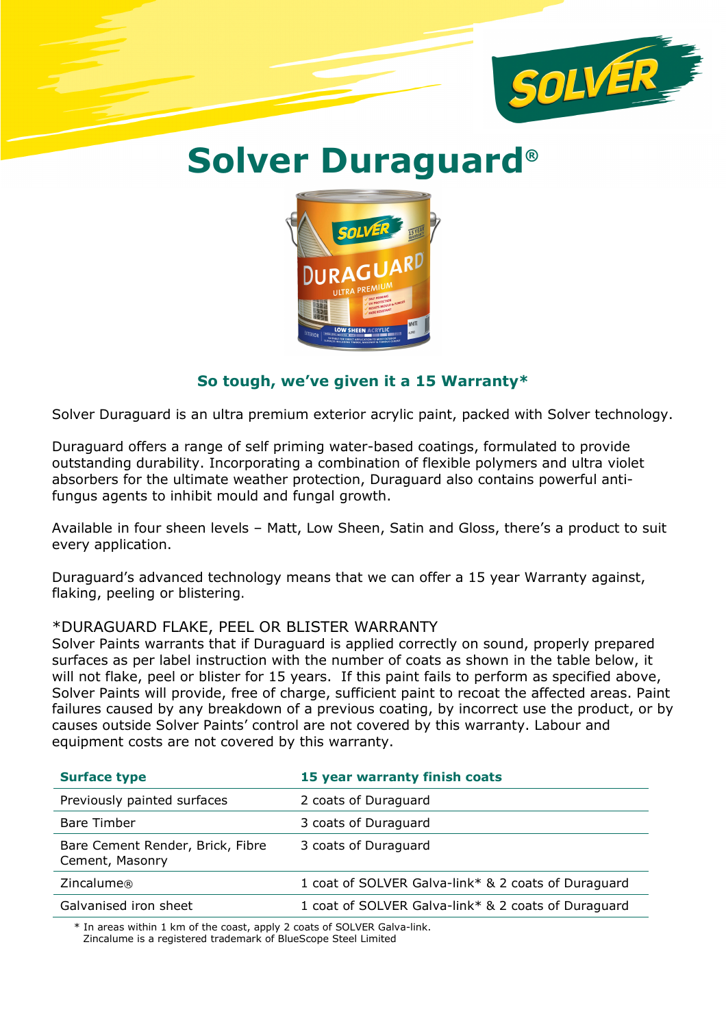# Solver Duraguard®

### So tough, we've given it a 15 Warranty*

Solver Duraguard is an ultra premium exterior acrylic paint, packed with Solver technology.

Duraguard offers a range of self priming water-based coatings, formulated to provide outstanding durability. Incorporating a combination of flexible polymers and ultra violet absorbers for the ultimate weather protection, Duraguard also contains powerful anti-fungus agents to inhibit mould and fungal growth.

Available in four sheen levels – Matt, Low Sheen, Satin and Gloss, there's a product to suit every application.

Duraguard's advanced technology means that we can offer a 15 year Warranty against, flaking, peeling or blistering.

*DURAGUARD FLAKE, PEEL OR BLISTER WARRANTY

Solver Paints warrants that if Duraguard is applied correctly on sound, properly prepared surfaces as per label instruction with the number of coats as shown in the table below, it will not flake, peel or blister for 15 years. If this paint fails to perform as specified above, Solver Paints will provide, free of charge, sufficient paint to recoat the affected areas. Paint failures caused by any breakdown of a previous coating, by incorrect use the product, or by causes outside Solver Paints' control are not covered by this warranty. Labour and equipment costs are not covered by this warranty.

| Surface type | 15 year warranty finish coats |
|---|---|
| Previously painted surfaces | 2 coats of Duraguard |
| Bare Timber | 3 coats of Duraguard |
| Bare Cement Render, Brick, Fibre Cement, Masonry | 3 coats of Duraguard |
| Zincalume® | 1 coat of SOLVER Galva-link* & 2 coats of Duraguard |
| Galvanised iron sheet | 1 coat of SOLVER Galva-link* & 2 coats of Duraguard |

\* In areas within 1 km of the coast, apply 2 coats of SOLVER Galva-link.
Zincalume is a registered trademark of BlueScope Steel Limited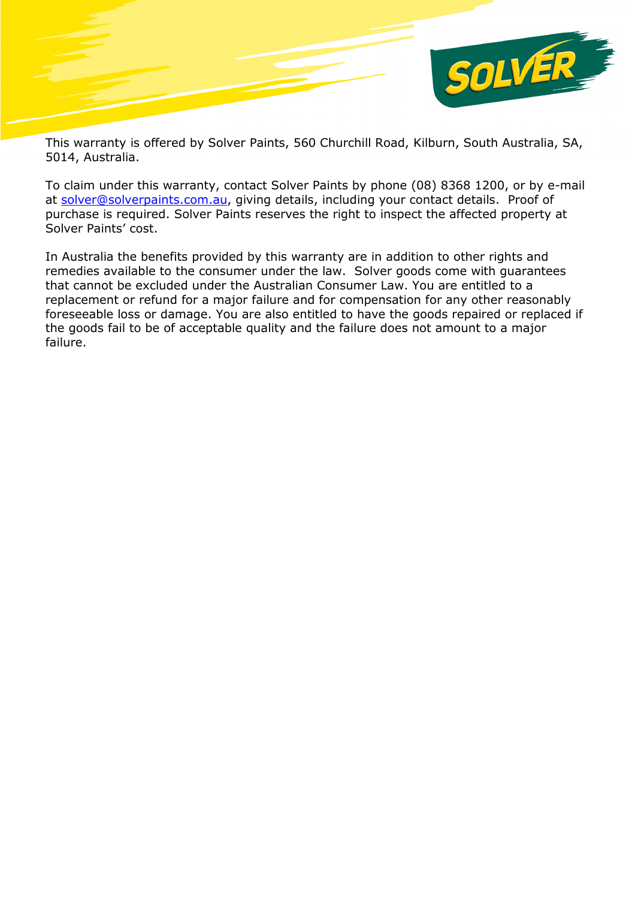This warranty is offered by Solver Paints, 560 Churchill Road, Kilburn, South Australia, SA, 5014, Australia.

To claim under this warranty, contact Solver Paints by phone (08) 8368 1200, or by e-mail at solver@solverpaints.com.au, giving details, including your contact details. Proof of purchase is required. Solver Paints reserves the right to inspect the affected property at Solver Paints' cost.

In Australia the benefits provided by this warranty are in addition to other rights and remedies available to the consumer under the law. Solver goods come with guarantees that cannot be excluded under the Australian Consumer Law. You are entitled to a replacement or refund for a major failure and for compensation for any other reasonably foreseeable loss or damage. You are also entitled to have the goods repaired or replaced if the goods fail to be of acceptable quality and the failure does not amount to a major failure.